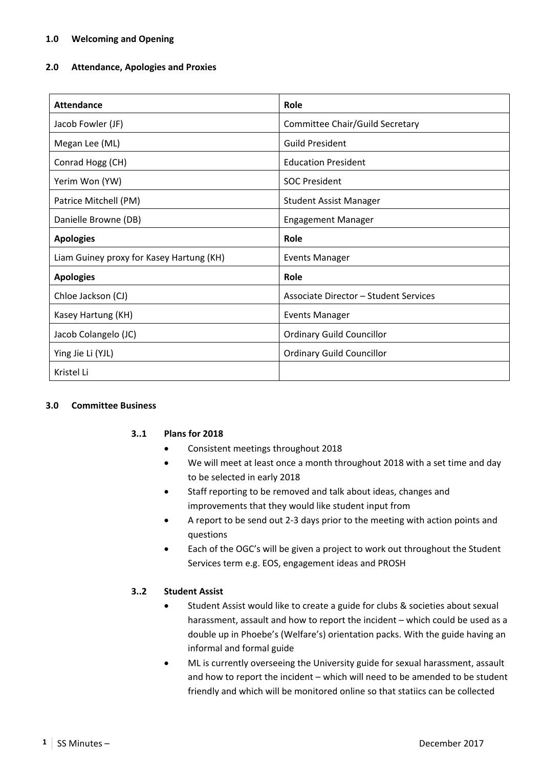**1.0 Welcoming and Opening**

**2.0 Attendance, Apologies and Proxies**

| **Attendance** | **Role** |
|---|---|
| Jacob Fowler (JF) | Committee Chair/Guild Secretary |
| Megan Lee (ML) | Guild President |
| Conrad Hogg (CH) | Education President |
| Yerim Won (YW) | SOC President |
| Patrice Mitchell (PM) | Student Assist Manager |
| Danielle Browne (DB) | Engagement Manager |
| **Apologies** | **Role** |
| Liam Guiney proxy for Kasey Hartung (KH) | Events Manager |
| **Apologies** | **Role** |
| Chloe Jackson (CJ) | Associate Director – Student Services |
| Kasey Hartung (KH) | Events Manager |
| Jacob Colangelo (JC) | Ordinary Guild Councillor |
| Ying Jie Li (YJL) | Ordinary Guild Councillor |
| Kristel Li | |

**3.0 Committee Business**

**3..1 Plans for 2018**

- Consistent meetings throughout 2018
- We will meet at least once a month throughout 2018 with a set time and day to be selected in early 2018
- Staff reporting to be removed and talk about ideas, changes and improvements that they would like student input from
- A report to be send out 2-3 days prior to the meeting with action points and questions
- Each of the OGC's will be given a project to work out throughout the Student Services term e.g. EOS, engagement ideas and PROSH

**3..2 Student Assist**

- Student Assist would like to create a guide for clubs & societies about sexual harassment, assault and how to report the incident – which could be used as a double up in Phoebe's (Welfare's) orientation packs. With the guide having an informal and formal guide
- ML is currently overseeing the University guide for sexual harassment, assault and how to report the incident – which will need to be amended to be student friendly and which will be monitored online so that statiics can be collected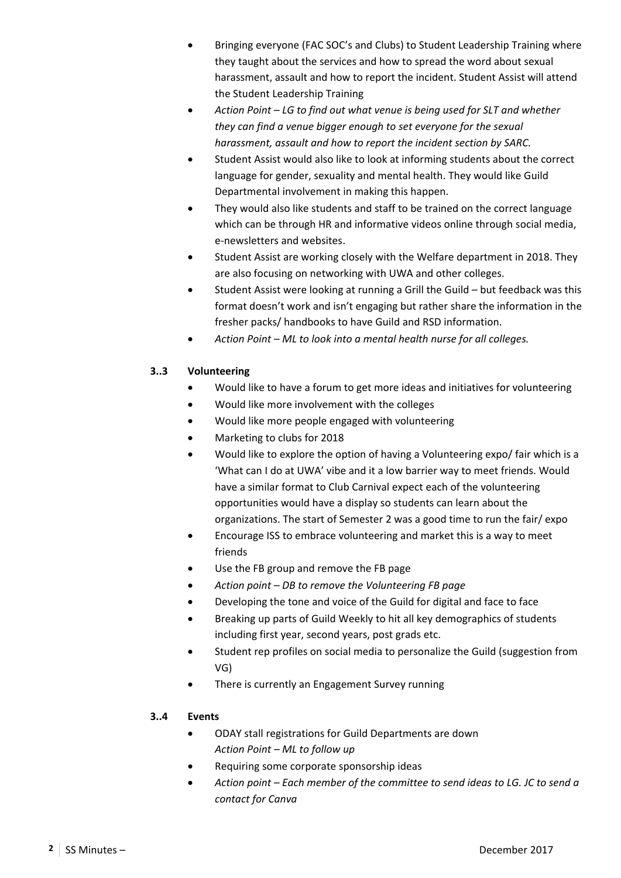- Bringing everyone (FAC SOC's and Clubs) to Student Leadership Training where they taught about the services and how to spread the word about sexual harassment, assault and how to report the incident. Student Assist will attend the Student Leadership Training
- *Action Point – LG to find out what venue is being used for SLT and whether they can find a venue bigger enough to set everyone for the sexual harassment, assault and how to report the incident section by SARC.*
- Student Assist would also like to look at informing students about the correct language for gender, sexuality and mental health. They would like Guild Departmental involvement in making this happen.
- They would also like students and staff to be trained on the correct language which can be through HR and informative videos online through social media, e-newsletters and websites.
- Student Assist are working closely with the Welfare department in 2018. They are also focusing on networking with UWA and other colleges.
- Student Assist were looking at running a Grill the Guild – but feedback was this format doesn't work and isn't engaging but rather share the information in the fresher packs/ handbooks to have Guild and RSD information.
- *Action Point – ML to look into a mental health nurse for all colleges.*

### 3..3 Volunteering

- Would like to have a forum to get more ideas and initiatives for volunteering
- Would like more involvement with the colleges
- Would like more people engaged with volunteering
- Marketing to clubs for 2018
- Would like to explore the option of having a Volunteering expo/ fair which is a 'What can I do at UWA' vibe and it a low barrier way to meet friends. Would have a similar format to Club Carnival expect each of the volunteering opportunities would have a display so students can learn about the organizations. The start of Semester 2 was a good time to run the fair/ expo
- Encourage ISS to embrace volunteering and market this is a way to meet friends
- Use the FB group and remove the FB page
- *Action point – DB to remove the Volunteering FB page*
- Developing the tone and voice of the Guild for digital and face to face
- Breaking up parts of Guild Weekly to hit all key demographics of students including first year, second years, post grads etc.
- Student rep profiles on social media to personalize the Guild (suggestion from VG)
- There is currently an Engagement Survey running

### 3..4 Events

- ODAY stall registrations for Guild Departments are down
  *Action Point – ML to follow up*
- Requiring some corporate sponsorship ideas
- *Action point – Each member of the committee to send ideas to LG. JC to send a contact for Canva*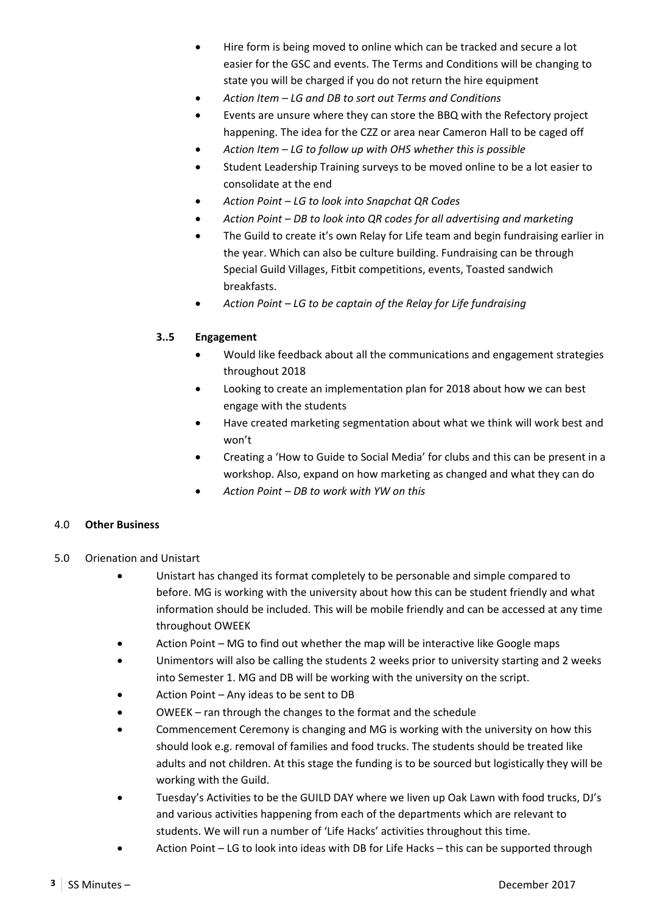- Hire form is being moved to online which can be tracked and secure a lot easier for the GSC and events. The Terms and Conditions will be changing to state you will be charged if you do not return the hire equipment
- *Action Item – LG and DB to sort out Terms and Conditions*
- Events are unsure where they can store the BBQ with the Refectory project happening. The idea for the CZZ or area near Cameron Hall to be caged off
- *Action Item – LG to follow up with OHS whether this is possible*
- Student Leadership Training surveys to be moved online to be a lot easier to consolidate at the end
- *Action Point – LG to look into Snapchat QR Codes*
- *Action Point – DB to look into QR codes for all advertising and marketing*
- The Guild to create it's own Relay for Life team and begin fundraising earlier in the year. Which can also be culture building. Fundraising can be through Special Guild Villages, Fitbit competitions, events, Toasted sandwich breakfasts.
- *Action Point – LG to be captain of the Relay for Life fundraising*

### 3..5 Engagement

- Would like feedback about all the communications and engagement strategies throughout 2018
- Looking to create an implementation plan for 2018 about how we can best engage with the students
- Have created marketing segmentation about what we think will work best and won't
- Creating a 'How to Guide to Social Media' for clubs and this can be present in a workshop. Also, expand on how marketing as changed and what they can do
- *Action Point – DB to work with YW on this*

## 4.0 Other Business

## 5.0 Orienation and Unistart

- Unistart has changed its format completely to be personable and simple compared to before. MG is working with the university about how this can be student friendly and what information should be included. This will be mobile friendly and can be accessed at any time throughout OWEEK
- Action Point – MG to find out whether the map will be interactive like Google maps
- Unimentors will also be calling the students 2 weeks prior to university starting and 2 weeks into Semester 1. MG and DB will be working with the university on the script.
- Action Point – Any ideas to be sent to DB
- OWEEK – ran through the changes to the format and the schedule
- Commencement Ceremony is changing and MG is working with the university on how this should look e.g. removal of families and food trucks. The students should be treated like adults and not children. At this stage the funding is to be sourced but logistically they will be working with the Guild.
- Tuesday's Activities to be the GUILD DAY where we liven up Oak Lawn with food trucks, DJ's and various activities happening from each of the departments which are relevant to students. We will run a number of 'Life Hacks' activities throughout this time.
- Action Point – LG to look into ideas with DB for Life Hacks – this can be supported through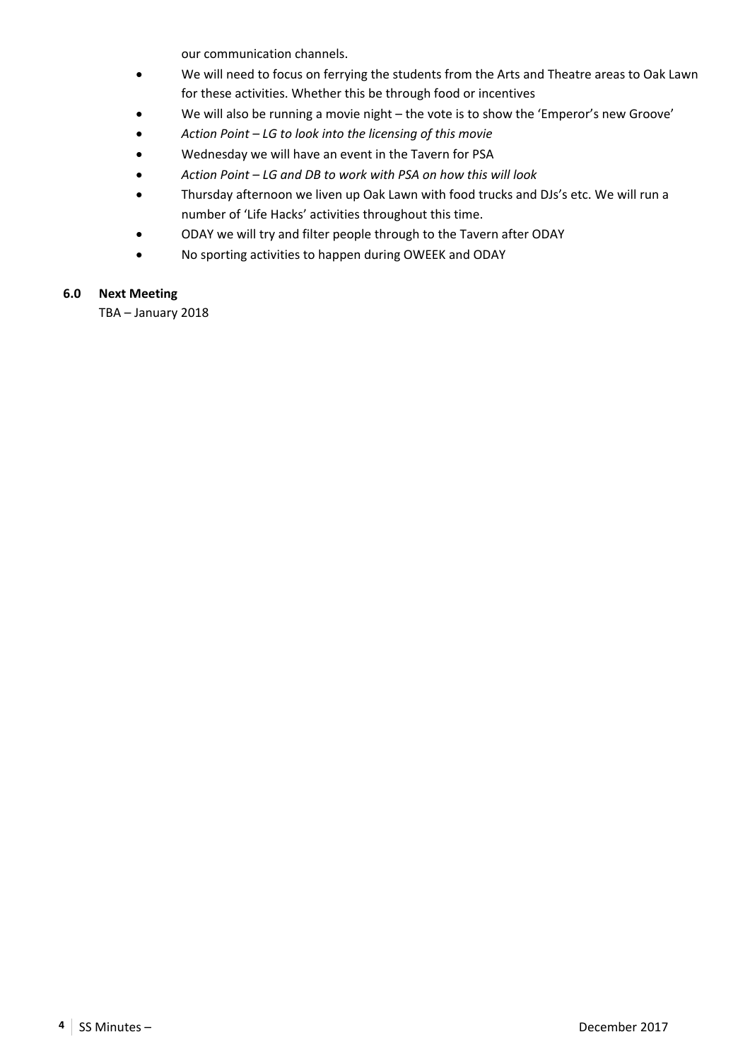our communication channels.

- We will need to focus on ferrying the students from the Arts and Theatre areas to Oak Lawn for these activities. Whether this be through food or incentives
- We will also be running a movie night – the vote is to show the 'Emperor's new Groove'
- *Action Point – LG to look into the licensing of this movie*
- Wednesday we will have an event in the Tavern for PSA
- *Action Point – LG and DB to work with PSA on how this will look*
- Thursday afternoon we liven up Oak Lawn with food trucks and DJs's etc. We will run a number of 'Life Hacks' activities throughout this time.
- ODAY we will try and filter people through to the Tavern after ODAY
- No sporting activities to happen during OWEEK and ODAY

**6.0 Next Meeting**

TBA – January 2018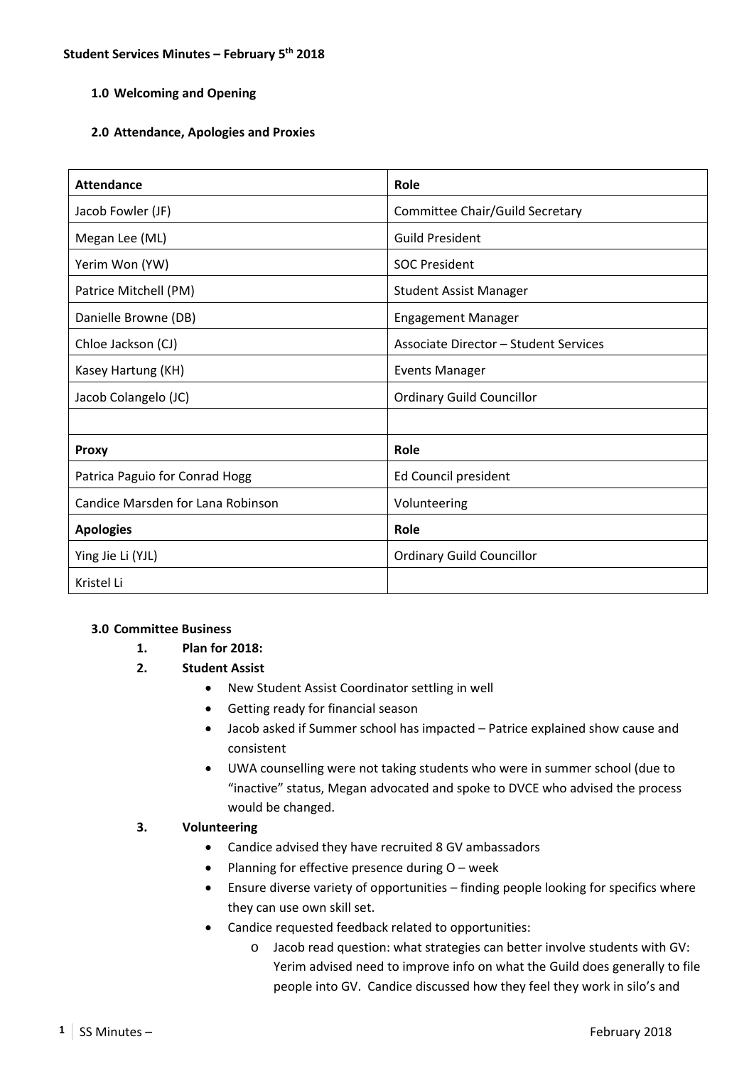**Student Services Minutes – February 5th 2018**

**1.0 Welcoming and Opening**

**2.0 Attendance, Apologies and Proxies**

| **Attendance** | **Role** |
|---|---|
| Jacob Fowler (JF) | Committee Chair/Guild Secretary |
| Megan Lee (ML) | Guild President |
| Yerim Won (YW) | SOC President |
| Patrice Mitchell (PM) | Student Assist Manager |
| Danielle Browne (DB) | Engagement Manager |
| Chloe Jackson (CJ) | Associate Director – Student Services |
| Kasey Hartung (KH) | Events Manager |
| Jacob Colangelo (JC) | Ordinary Guild Councillor |
| | |
| **Proxy** | **Role** |
| Patrica Paguio for Conrad Hogg | Ed Council president |
| Candice Marsden for Lana Robinson | Volunteering |
| **Apologies** | **Role** |
| Ying Jie Li (YJL) | Ordinary Guild Councillor |
| Kristel Li | |

**3.0 Committee Business**

1. **Plan for 2018:**
2. **Student Assist**
    - New Student Assist Coordinator settling in well
    - Getting ready for financial season
    - Jacob asked if Summer school has impacted – Patrice explained show cause and consistent
    - UWA counselling were not taking students who were in summer school (due to "inactive" status, Megan advocated and spoke to DVCE who advised the process would be changed.
3. **Volunteering**
    - Candice advised they have recruited 8 GV ambassadors
    - Planning for effective presence during O – week
    - Ensure diverse variety of opportunities – finding people looking for specifics where they can use own skill set.
    - Candice requested feedback related to opportunities:
        - Jacob read question: what strategies can better involve students with GV: Yerim advised need to improve info on what the Guild does generally to file people into GV. Candice discussed how they feel they work in silo's and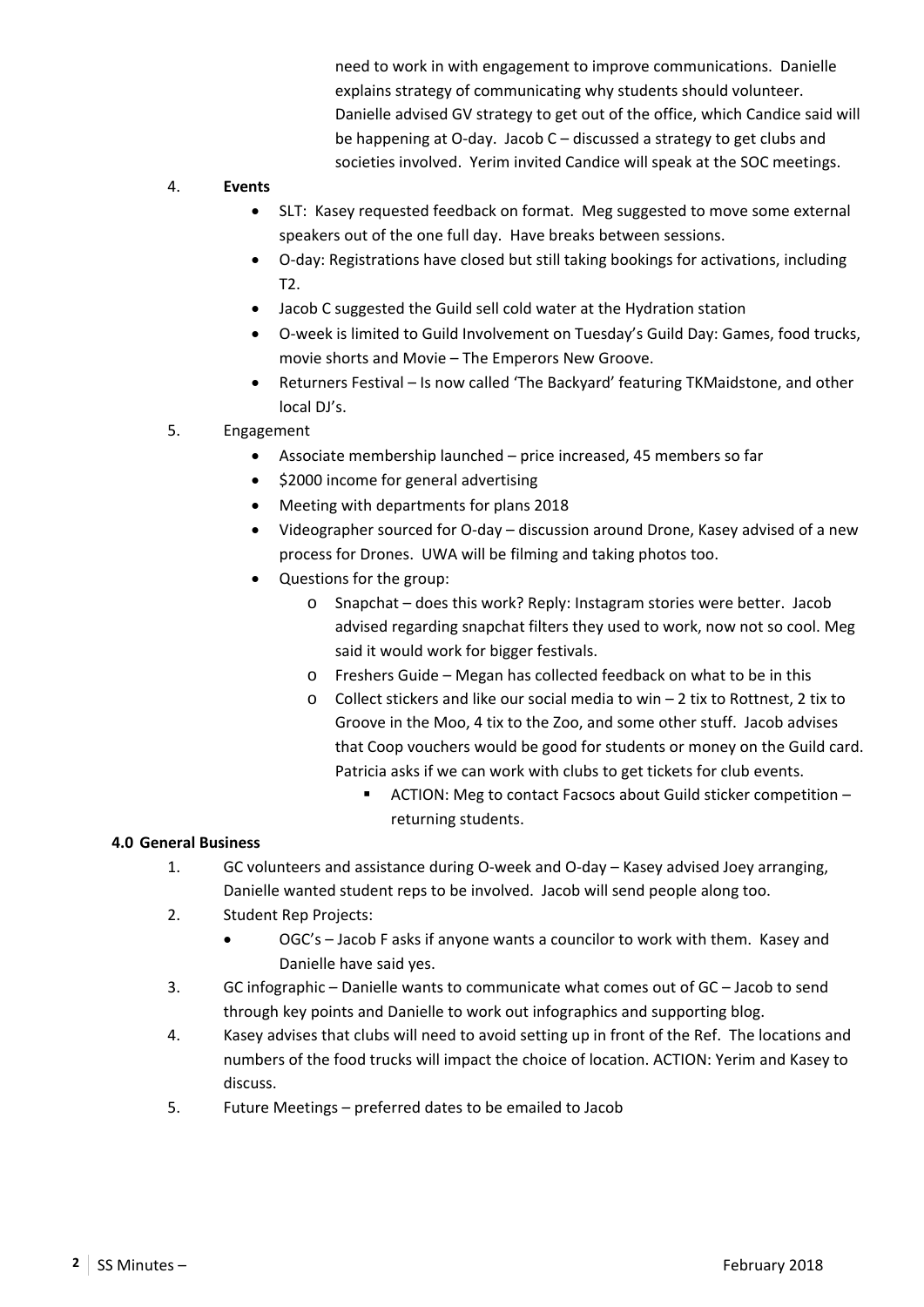need to work in with engagement to improve communications. Danielle explains strategy of communicating why students should volunteer. Danielle advised GV strategy to get out of the office, which Candice said will be happening at O-day. Jacob C – discussed a strategy to get clubs and societies involved. Yerim invited Candice will speak at the SOC meetings.

4. **Events**
   - SLT: Kasey requested feedback on format. Meg suggested to move some external speakers out of the one full day. Have breaks between sessions.
   - O-day: Registrations have closed but still taking bookings for activations, including T2.
   - Jacob C suggested the Guild sell cold water at the Hydration station
   - O-week is limited to Guild Involvement on Tuesday's Guild Day: Games, food trucks, movie shorts and Movie – The Emperors New Groove.
   - Returners Festival – Is now called 'The Backyard' featuring TKMaidstone, and other local DJ's.

5. Engagement
   - Associate membership launched – price increased, 45 members so far
   - $2000 income for general advertising
   - Meeting with departments for plans 2018
   - Videographer sourced for O-day – discussion around Drone, Kasey advised of a new process for Drones. UWA will be filming and taking photos too.
   - Questions for the group:
     - Snapchat – does this work? Reply: Instagram stories were better. Jacob advised regarding snapchat filters they used to work, now not so cool. Meg said it would work for bigger festivals.
     - Freshers Guide – Megan has collected feedback on what to be in this
     - Collect stickers and like our social media to win – 2 tix to Rottnest, 2 tix to Groove in the Moo, 4 tix to the Zoo, and some other stuff. Jacob advises that Coop vouchers would be good for students or money on the Guild card. Patricia asks if we can work with clubs to get tickets for club events.
       - ACTION: Meg to contact Facsocs about Guild sticker competition – returning students.

**4.0 General Business**

1. GC volunteers and assistance during O-week and O-day – Kasey advised Joey arranging, Danielle wanted student reps to be involved. Jacob will send people along too.
2. Student Rep Projects:
   - OGC's – Jacob F asks if anyone wants a councilor to work with them. Kasey and Danielle have said yes.
3. GC infographic – Danielle wants to communicate what comes out of GC – Jacob to send through key points and Danielle to work out infographics and supporting blog.
4. Kasey advises that clubs will need to avoid setting up in front of the Ref. The locations and numbers of the food trucks will impact the choice of location. ACTION: Yerim and Kasey to discuss.
5. Future Meetings – preferred dates to be emailed to Jacob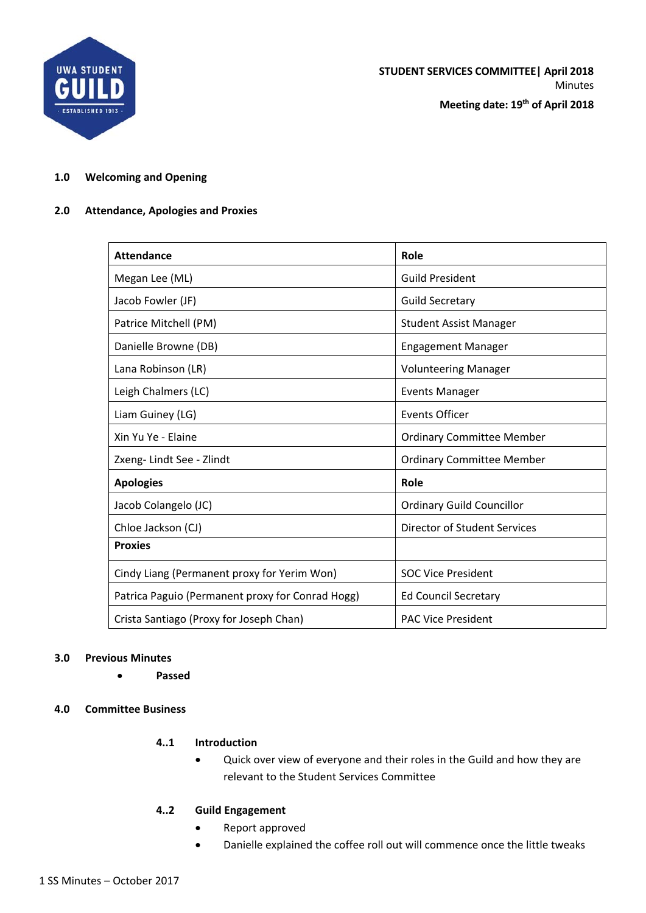**STUDENT SERVICES COMMITTEE| April 2018**
Minutes
**Meeting date: 19th of April 2018**

## 1.0 Welcoming and Opening

## 2.0 Attendance, Apologies and Proxies

| **Attendance** | **Role** |
|---|---|
| Megan Lee (ML) | Guild President |
| Jacob Fowler (JF) | Guild Secretary |
| Patrice Mitchell (PM) | Student Assist Manager |
| Danielle Browne (DB) | Engagement Manager |
| Lana Robinson (LR) | Volunteering Manager |
| Leigh Chalmers (LC) | Events Manager |
| Liam Guiney (LG) | Events Officer |
| Xin Yu Ye - Elaine | Ordinary Committee Member |
| Zxeng- Lindt See - Zlindt | Ordinary Committee Member |
| **Apologies** | **Role** |
| Jacob Colangelo (JC) | Ordinary Guild Councillor |
| Chloe Jackson (CJ) | Director of Student Services |
| **Proxies** | |
| Cindy Liang (Permanent proxy for Yerim Won) | SOC Vice President |
| Patrica Paguio (Permanent proxy for Conrad Hogg) | Ed Council Secretary |
| Crista Santiago (Proxy for Joseph Chan) | PAC Vice President |

## 3.0 Previous Minutes

- **Passed**

## 4.0 Committee Business

### 4..1 Introduction

- Quick over view of everyone and their roles in the Guild and how they are relevant to the Student Services Committee

### 4..2 Guild Engagement

- Report approved
- Danielle explained the coffee roll out will commence once the little tweaks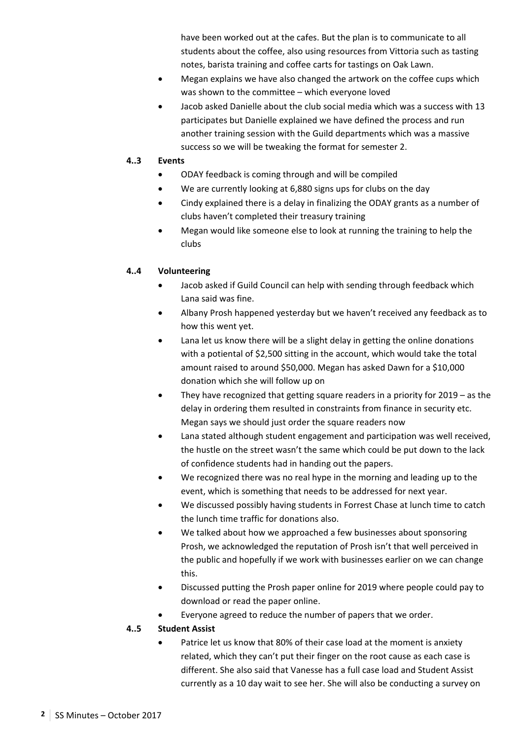have been worked out at the cafes. But the plan is to communicate to all students about the coffee, also using resources from Vittoria such as tasting notes, barista training and coffee carts for tastings on Oak Lawn.

- Megan explains we have also changed the artwork on the coffee cups which was shown to the committee – which everyone loved
- Jacob asked Danielle about the club social media which was a success with 13 participates but Danielle explained we have defined the process and run another training session with the Guild departments which was a massive success so we will be tweaking the format for semester 2.

**4..3 Events**

- ODAY feedback is coming through and will be compiled
- We are currently looking at 6,880 signs ups for clubs on the day
- Cindy explained there is a delay in finalizing the ODAY grants as a number of clubs haven't completed their treasury training
- Megan would like someone else to look at running the training to help the clubs

**4..4 Volunteering**

- Jacob asked if Guild Council can help with sending through feedback which Lana said was fine.
- Albany Prosh happened yesterday but we haven't received any feedback as to how this went yet.
- Lana let us know there will be a slight delay in getting the online donations with a potiental of $2,500 sitting in the account, which would take the total amount raised to around $50,000. Megan has asked Dawn for a $10,000 donation which she will follow up on
- They have recognized that getting square readers in a priority for 2019 – as the delay in ordering them resulted in constraints from finance in security etc. Megan says we should just order the square readers now
- Lana stated although student engagement and participation was well received, the hustle on the street wasn't the same which could be put down to the lack of confidence students had in handing out the papers.
- We recognized there was no real hype in the morning and leading up to the event, which is something that needs to be addressed for next year.
- We discussed possibly having students in Forrest Chase at lunch time to catch the lunch time traffic for donations also.
- We talked about how we approached a few businesses about sponsoring Prosh, we acknowledged the reputation of Prosh isn't that well perceived in the public and hopefully if we work with businesses earlier on we can change this.
- Discussed putting the Prosh paper online for 2019 where people could pay to download or read the paper online.
- Everyone agreed to reduce the number of papers that we order.

**4..5 Student Assist**

- Patrice let us know that 80% of their case load at the moment is anxiety related, which they can't put their finger on the root cause as each case is different. She also said that Vanesse has a full case load and Student Assist currently as a 10 day wait to see her. She will also be conducting a survey on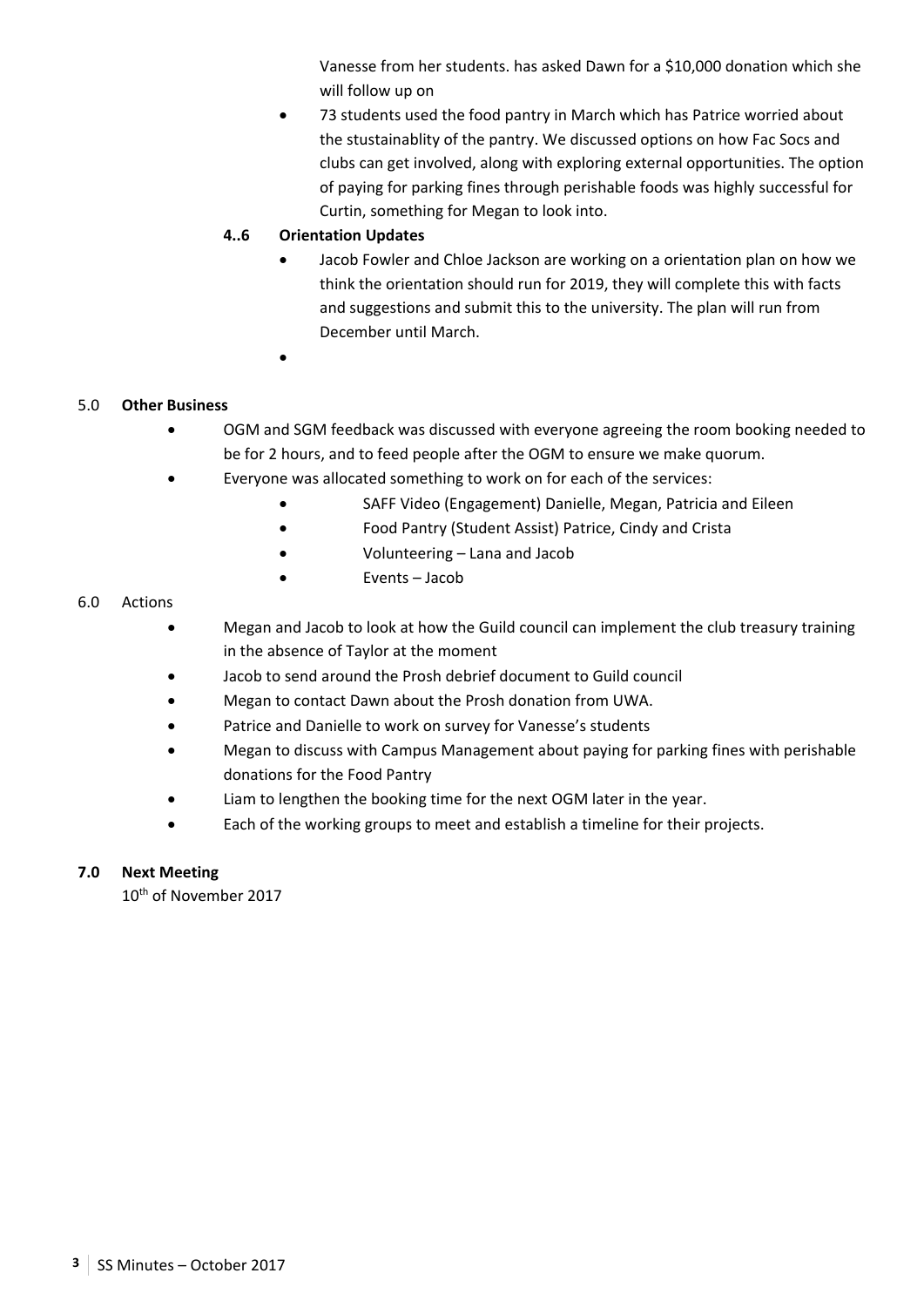Vanesse from her students. has asked Dawn for a $10,000 donation which she will follow up on

- 73 students used the food pantry in March which has Patrice worried about the stustainablity of the pantry. We discussed options on how Fac Socs and clubs can get involved, along with exploring external opportunities. The option of paying for parking fines through perishable foods was highly successful for Curtin, something for Megan to look into.

**4..6 Orientation Updates**

- Jacob Fowler and Chloe Jackson are working on a orientation plan on how we think the orientation should run for 2019, they will complete this with facts and suggestions and submit this to the university. The plan will run from December until March.
-

## 5.0 Other Business

- OGM and SGM feedback was discussed with everyone agreeing the room booking needed to be for 2 hours, and to feed people after the OGM to ensure we make quorum.
- Everyone was allocated something to work on for each of the services:
  - SAFF Video (Engagement) Danielle, Megan, Patricia and Eileen
  - Food Pantry (Student Assist) Patrice, Cindy and Crista
  - Volunteering – Lana and Jacob
  - Events – Jacob

## 6.0 Actions

- Megan and Jacob to look at how the Guild council can implement the club treasury training in the absence of Taylor at the moment
- Jacob to send around the Prosh debrief document to Guild council
- Megan to contact Dawn about the Prosh donation from UWA.
- Patrice and Danielle to work on survey for Vanesse's students
- Megan to discuss with Campus Management about paying for parking fines with perishable donations for the Food Pantry
- Liam to lengthen the booking time for the next OGM later in the year.
- Each of the working groups to meet and establish a timeline for their projects.

## 7.0 Next Meeting

10th of November 2017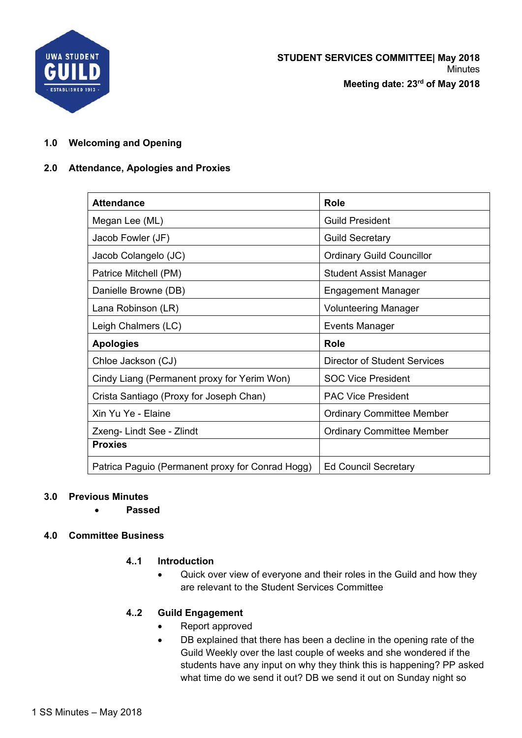**STUDENT SERVICES COMMITTEE| May 2018**
Minutes
**Meeting date: 23rd of May 2018**

## 1.0 Welcoming and Opening

## 2.0 Attendance, Apologies and Proxies

| Attendance | Role |
|---|---|
| Megan Lee (ML) | Guild President |
| Jacob Fowler (JF) | Guild Secretary |
| Jacob Colangelo (JC) | Ordinary Guild Councillor |
| Patrice Mitchell (PM) | Student Assist Manager |
| Danielle Browne (DB) | Engagement Manager |
| Lana Robinson (LR) | Volunteering Manager |
| Leigh Chalmers (LC) | Events Manager |
| **Apologies** | **Role** |
| Chloe Jackson (CJ) | Director of Student Services |
| Cindy Liang (Permanent proxy for Yerim Won) | SOC Vice President |
| Crista Santiago (Proxy for Joseph Chan) | PAC Vice President |
| Xin Yu Ye - Elaine | Ordinary Committee Member |
| Zxeng- Lindt See - Zlindt | Ordinary Committee Member |
| **Proxies** | |
| Patrica Paguio (Permanent proxy for Conrad Hogg) | Ed Council Secretary |

## 3.0 Previous Minutes

- **Passed**

## 4.0 Committee Business

### 4..1 Introduction

- Quick over view of everyone and their roles in the Guild and how they are relevant to the Student Services Committee

### 4..2 Guild Engagement

- Report approved
- DB explained that there has been a decline in the opening rate of the Guild Weekly over the last couple of weeks and she wondered if the students have any input on why they think this is happening? PP asked what time do we send it out? DB we send it out on Sunday night so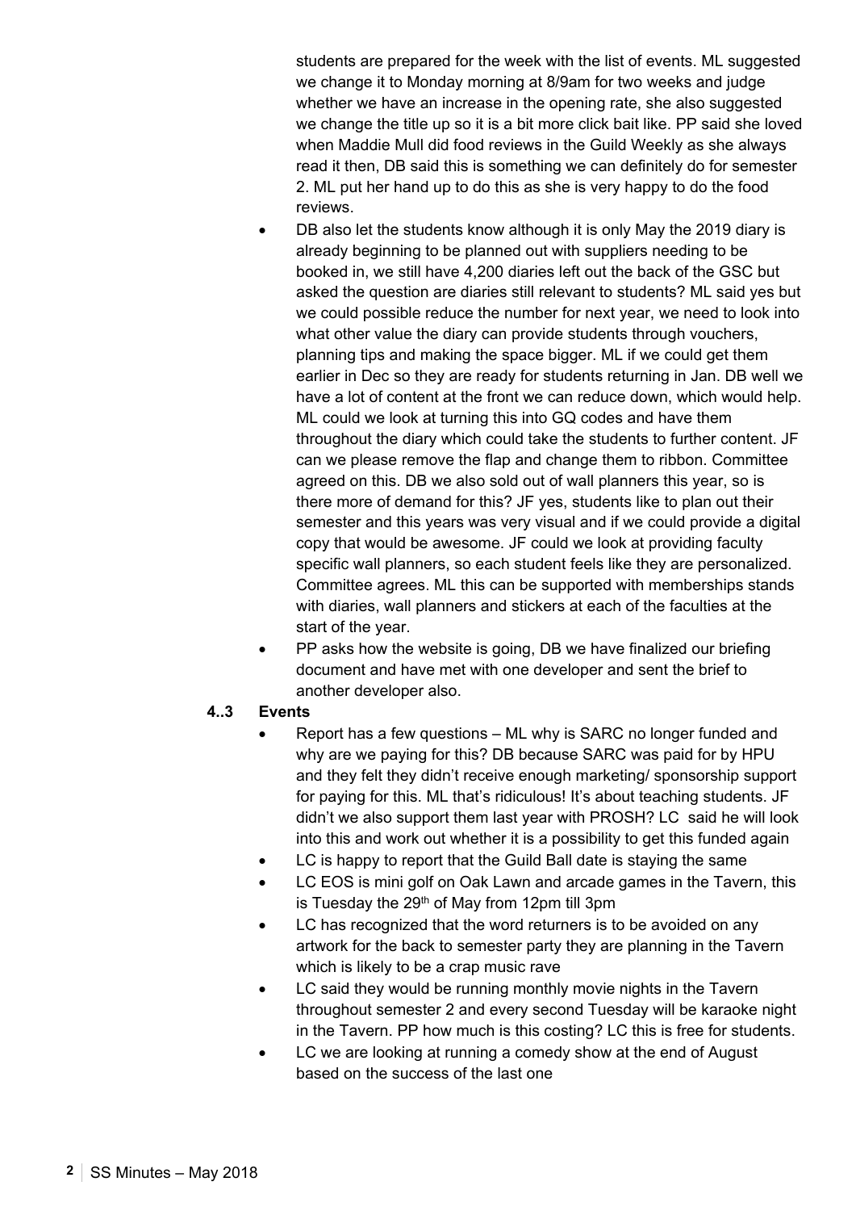students are prepared for the week with the list of events. ML suggested we change it to Monday morning at 8/9am for two weeks and judge whether we have an increase in the opening rate, she also suggested we change the title up so it is a bit more click bait like. PP said she loved when Maddie Mull did food reviews in the Guild Weekly as she always read it then, DB said this is something we can definitely do for semester 2. ML put her hand up to do this as she is very happy to do the food reviews.

- DB also let the students know although it is only May the 2019 diary is already beginning to be planned out with suppliers needing to be booked in, we still have 4,200 diaries left out the back of the GSC but asked the question are diaries still relevant to students? ML said yes but we could possible reduce the number for next year, we need to look into what other value the diary can provide students through vouchers, planning tips and making the space bigger. ML if we could get them earlier in Dec so they are ready for students returning in Jan. DB well we have a lot of content at the front we can reduce down, which would help. ML could we look at turning this into GQ codes and have them throughout the diary which could take the students to further content. JF can we please remove the flap and change them to ribbon. Committee agreed on this. DB we also sold out of wall planners this year, so is there more of demand for this? JF yes, students like to plan out their semester and this years was very visual and if we could provide a digital copy that would be awesome. JF could we look at providing faculty specific wall planners, so each student feels like they are personalized. Committee agrees. ML this can be supported with memberships stands with diaries, wall planners and stickers at each of the faculties at the start of the year.
- PP asks how the website is going, DB we have finalized our briefing document and have met with one developer and sent the brief to another developer also.

### 4..3 Events

- Report has a few questions – ML why is SARC no longer funded and why are we paying for this? DB because SARC was paid for by HPU and they felt they didn't receive enough marketing/ sponsorship support for paying for this. ML that's ridiculous! It's about teaching students. JF didn't we also support them last year with PROSH? LC said he will look into this and work out whether it is a possibility to get this funded again
- LC is happy to report that the Guild Ball date is staying the same
- LC EOS is mini golf on Oak Lawn and arcade games in the Tavern, this is Tuesday the 29th of May from 12pm till 3pm
- LC has recognized that the word returners is to be avoided on any artwork for the back to semester party they are planning in the Tavern which is likely to be a crap music rave
- LC said they would be running monthly movie nights in the Tavern throughout semester 2 and every second Tuesday will be karaoke night in the Tavern. PP how much is this costing? LC this is free for students.
- LC we are looking at running a comedy show at the end of August based on the success of the last one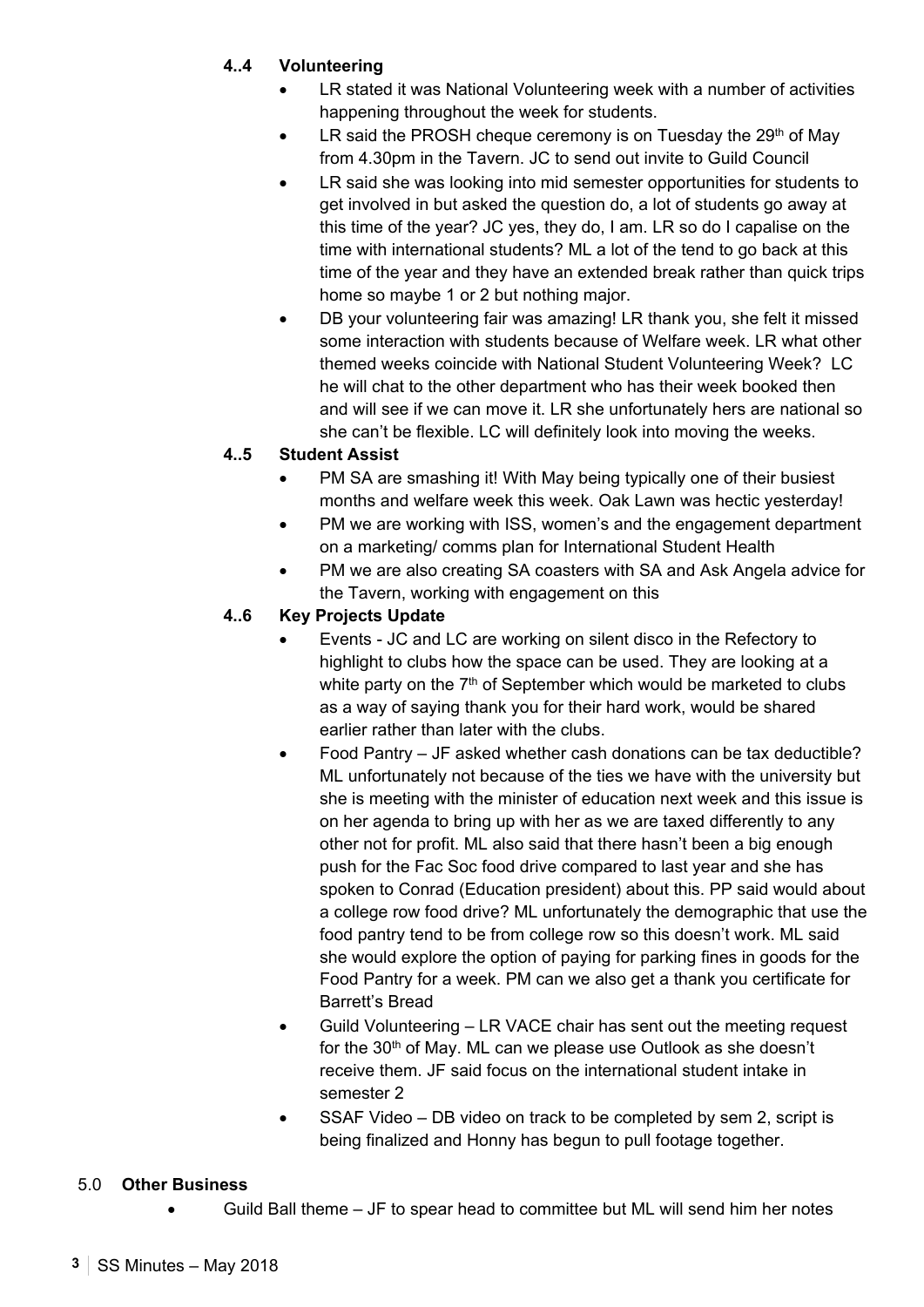### 4..4 Volunteering

- LR stated it was National Volunteering week with a number of activities happening throughout the week for students.
- LR said the PROSH cheque ceremony is on Tuesday the 29th of May from 4.30pm in the Tavern. JC to send out invite to Guild Council
- LR said she was looking into mid semester opportunities for students to get involved in but asked the question do, a lot of students go away at this time of the year? JC yes, they do, I am. LR so do I capalise on the time with international students? ML a lot of the tend to go back at this time of the year and they have an extended break rather than quick trips home so maybe 1 or 2 but nothing major.
- DB your volunteering fair was amazing! LR thank you, she felt it missed some interaction with students because of Welfare week. LR what other themed weeks coincide with National Student Volunteering Week? LC he will chat to the other department who has their week booked then and will see if we can move it. LR she unfortunately hers are national so she can't be flexible. LC will definitely look into moving the weeks.

### 4..5 Student Assist

- PM SA are smashing it! With May being typically one of their busiest months and welfare week this week. Oak Lawn was hectic yesterday!
- PM we are working with ISS, women's and the engagement department on a marketing/ comms plan for International Student Health
- PM we are also creating SA coasters with SA and Ask Angela advice for the Tavern, working with engagement on this

### 4..6 Key Projects Update

- Events - JC and LC are working on silent disco in the Refectory to highlight to clubs how the space can be used. They are looking at a white party on the 7th of September which would be marketed to clubs as a way of saying thank you for their hard work, would be shared earlier rather than later with the clubs.
- Food Pantry – JF asked whether cash donations can be tax deductible? ML unfortunately not because of the ties we have with the university but she is meeting with the minister of education next week and this issue is on her agenda to bring up with her as we are taxed differently to any other not for profit. ML also said that there hasn't been a big enough push for the Fac Soc food drive compared to last year and she has spoken to Conrad (Education president) about this. PP said would about a college row food drive? ML unfortunately the demographic that use the food pantry tend to be from college row so this doesn't work. ML said she would explore the option of paying for parking fines in goods for the Food Pantry for a week. PM can we also get a thank you certificate for Barrett's Bread
- Guild Volunteering – LR VACE chair has sent out the meeting request for the 30th of May. ML can we please use Outlook as she doesn't receive them. JF said focus on the international student intake in semester 2
- SSAF Video – DB video on track to be completed by sem 2, script is being finalized and Honny has begun to pull footage together.

## 5.0 Other Business

- Guild Ball theme – JF to spear head to committee but ML will send him her notes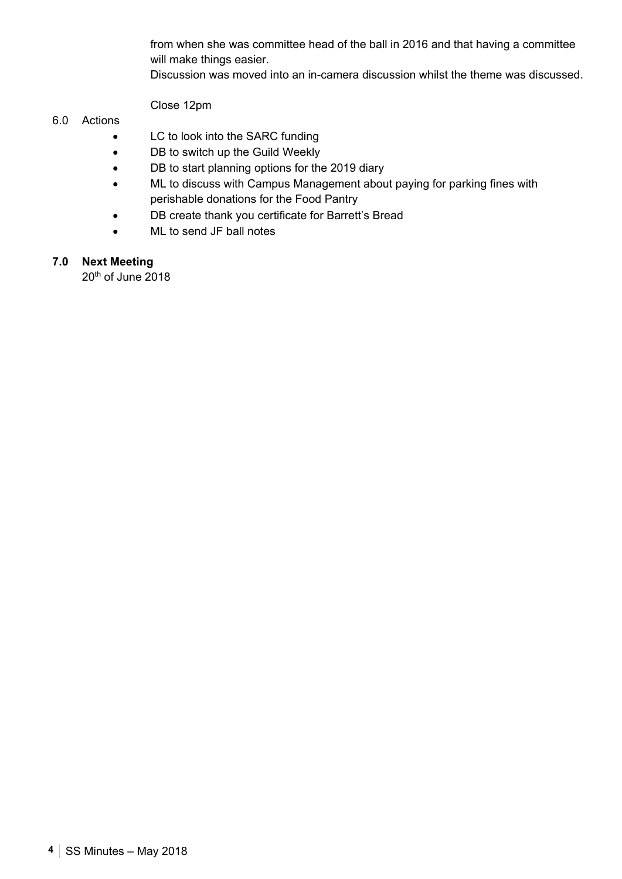from when she was committee head of the ball in 2016 and that having a committee will make things easier.

Discussion was moved into an in-camera discussion whilst the theme was discussed.

Close 12pm

6.0 Actions

- LC to look into the SARC funding
- DB to switch up the Guild Weekly
- DB to start planning options for the 2019 diary
- ML to discuss with Campus Management about paying for parking fines with perishable donations for the Food Pantry
- DB create thank you certificate for Barrett's Bread
- ML to send JF ball notes

**7.0 Next Meeting**

20th of June 2018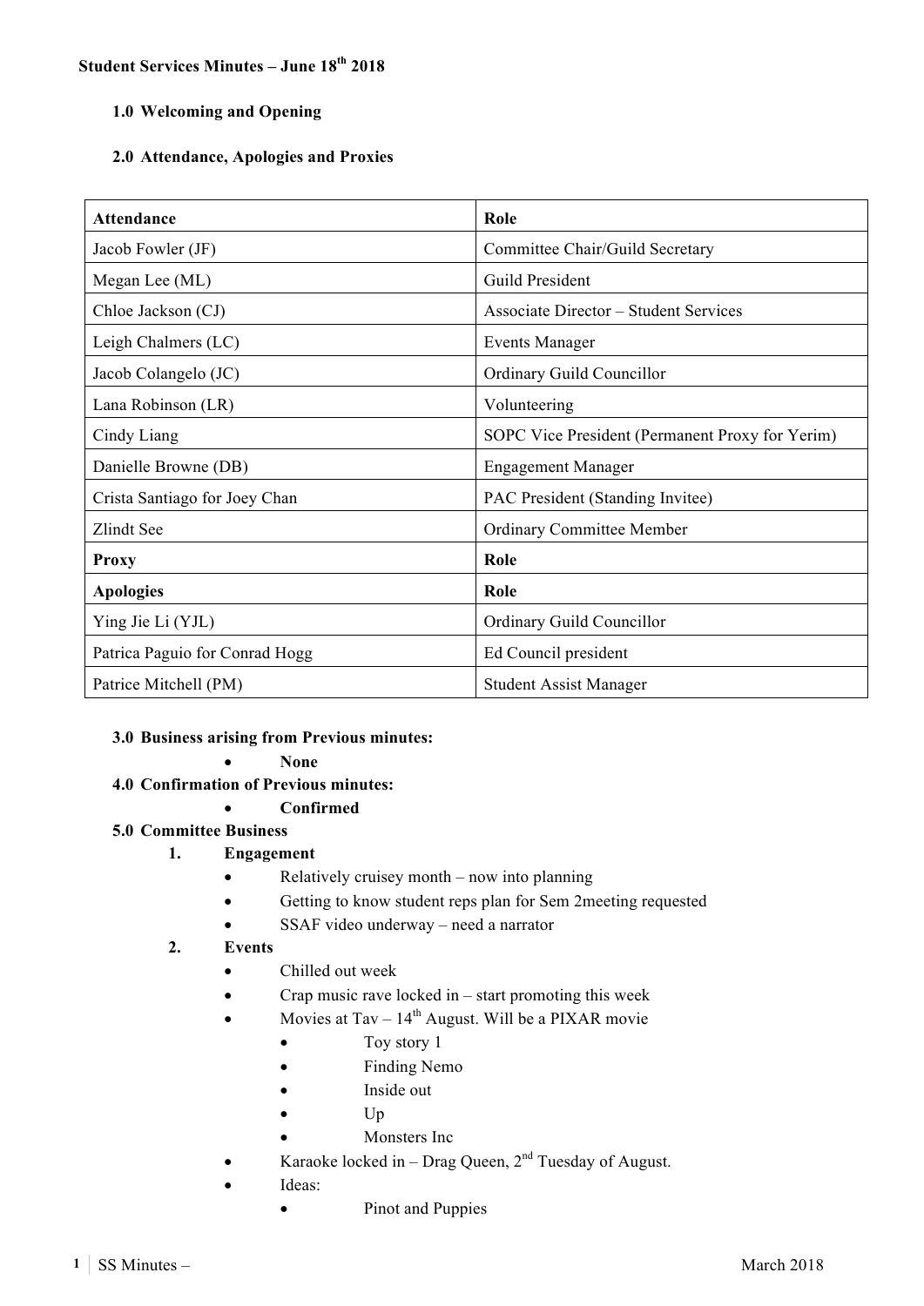**Student Services Minutes – June 18th 2018**

### 1.0 Welcoming and Opening

### 2.0 Attendance, Apologies and Proxies

| Attendance | Role |
|---|---|
| Jacob Fowler (JF) | Committee Chair/Guild Secretary |
| Megan Lee (ML) | Guild President |
| Chloe Jackson (CJ) | Associate Director – Student Services |
| Leigh Chalmers (LC) | Events Manager |
| Jacob Colangelo (JC) | Ordinary Guild Councillor |
| Lana Robinson (LR) | Volunteering |
| Cindy Liang | SOPC Vice President (Permanent Proxy for Yerim) |
| Danielle Browne (DB) | Engagement Manager |
| Crista Santiago for Joey Chan | PAC President (Standing Invitee) |
| Zlindt See | Ordinary Committee Member |
| **Proxy** | **Role** |
| **Apologies** | **Role** |
| Ying Jie Li (YJL) | Ordinary Guild Councillor |
| Patrica Paguio for Conrad Hogg | Ed Council president |
| Patrice Mitchell (PM) | Student Assist Manager |

### 3.0 Business arising from Previous minutes:

- **None**

### 4.0 Confirmation of Previous minutes:

- **Confirmed**

### 5.0 Committee Business

1. **Engagement**
   - Relatively cruisey month – now into planning
   - Getting to know student reps plan for Sem 2meeting requested
   - SSAF video underway – need a narrator
2. **Events**
   - Chilled out week
   - Crap music rave locked in – start promoting this week
   - Movies at Tav – 14th August. Will be a PIXAR movie
     - Toy story 1
     - Finding Nemo
     - Inside out
     - Up
     - Monsters Inc
   - Karaoke locked in – Drag Queen, 2nd Tuesday of August.
   - Ideas:
     - Pinot and Puppies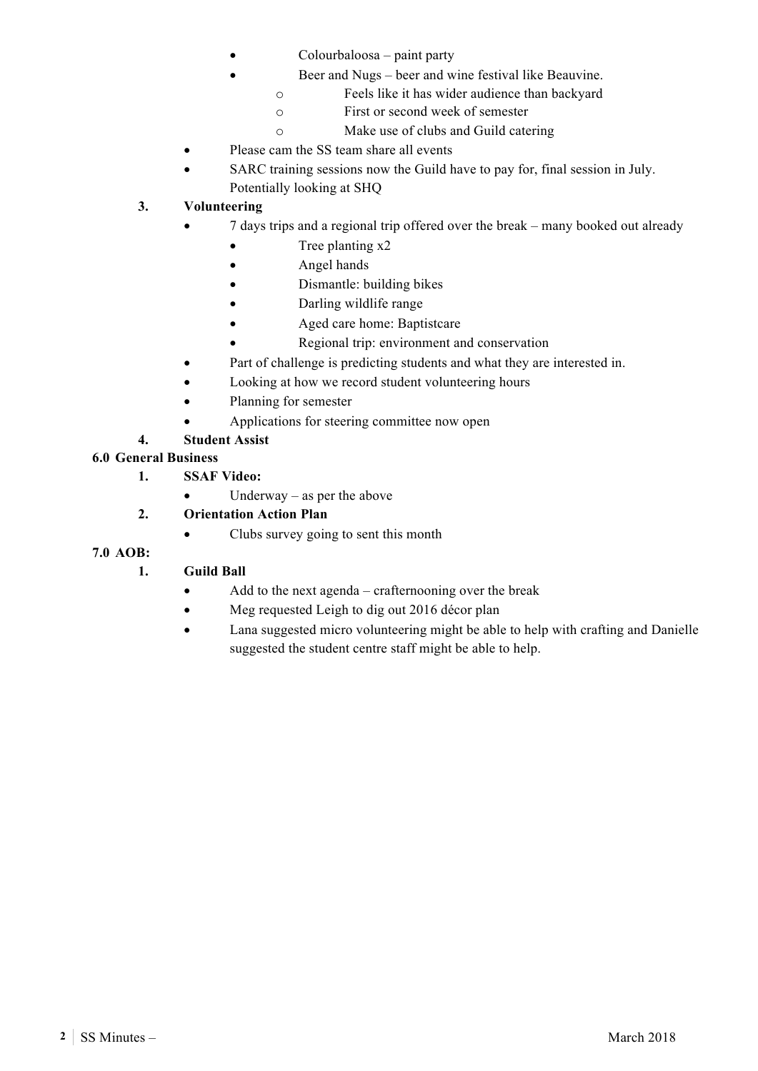- Colourbaloosa – paint party
  - Beer and Nugs – beer and wine festival like Beauvine.
    - Feels like it has wider audience than backyard
    - First or second week of semester
    - Make use of clubs and Guild catering
- Please cam the SS team share all events
- SARC training sessions now the Guild have to pay for, final session in July. Potentially looking at SHQ

**3. Volunteering**

- 7 days trips and a regional trip offered over the break – many booked out already
  - Tree planting x2
  - Angel hands
  - Dismantle: building bikes
  - Darling wildlife range
  - Aged care home: Baptistcare
  - Regional trip: environment and conservation
- Part of challenge is predicting students and what they are interested in.
- Looking at how we record student volunteering hours
- Planning for semester
- Applications for steering committee now open

**4. Student Assist**

## 6.0 General Business

**1. SSAF Video:**

- Underway – as per the above

**2. Orientation Action Plan**

- Clubs survey going to sent this month

## 7.0 AOB:

**1. Guild Ball**

- Add to the next agenda – crafternooning over the break
- Meg requested Leigh to dig out 2016 décor plan
- Lana suggested micro volunteering might be able to help with crafting and Danielle suggested the student centre staff might be able to help.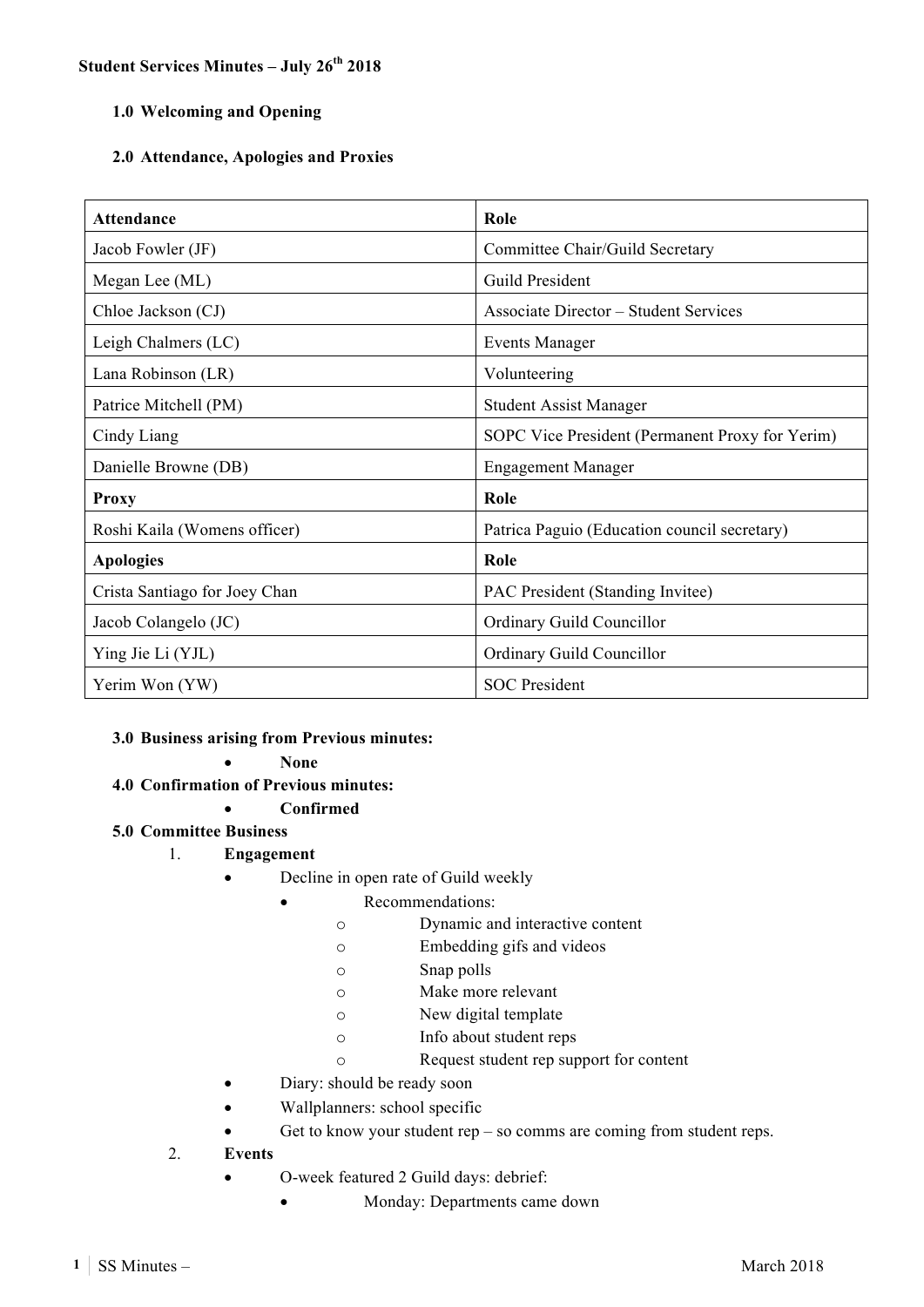**Student Services Minutes – July 26th 2018**

1.0 **Welcoming and Opening**

2.0 **Attendance, Apologies and Proxies**

| Attendance | Role |
|---|---|
| Jacob Fowler (JF) | Committee Chair/Guild Secretary |
| Megan Lee (ML) | Guild President |
| Chloe Jackson (CJ) | Associate Director – Student Services |
| Leigh Chalmers (LC) | Events Manager |
| Lana Robinson (LR) | Volunteering |
| Patrice Mitchell (PM) | Student Assist Manager |
| Cindy Liang | SOPC Vice President (Permanent Proxy for Yerim) |
| Danielle Browne (DB) | Engagement Manager |
| **Proxy** | **Role** |
| Roshi Kaila (Womens officer) | Patrica Paguio (Education council secretary) |
| **Apologies** | **Role** |
| Crista Santiago for Joey Chan | PAC President (Standing Invitee) |
| Jacob Colangelo (JC) | Ordinary Guild Councillor |
| Ying Jie Li (YJL) | Ordinary Guild Councillor |
| Yerim Won (YW) | SOC President |

3.0 **Business arising from Previous minutes:**
- **None**

4.0 **Confirmation of Previous minutes:**
- **Confirmed**

5.0 **Committee Business**

1. **Engagement**
   - Decline in open rate of Guild weekly
     - Recommendations:
       - Dynamic and interactive content
       - Embedding gifs and videos
       - Snap polls
       - Make more relevant
       - New digital template
       - Info about student reps
       - Request student rep support for content
   - Diary: should be ready soon
   - Wallplanners: school specific
   - Get to know your student rep – so comms are coming from student reps.
2. **Events**
   - O-week featured 2 Guild days: debrief:
     - Monday: Departments came down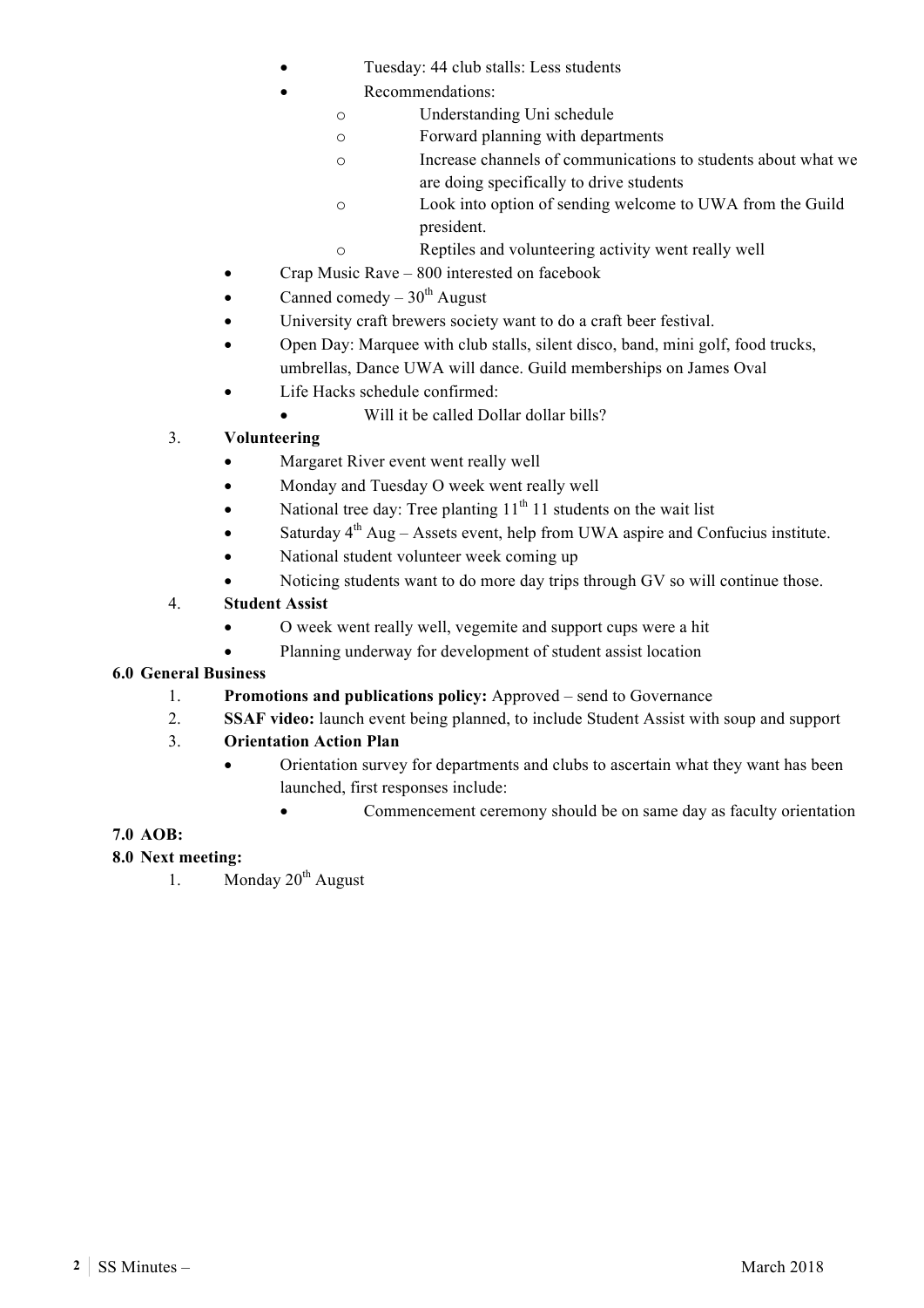- Tuesday: 44 club stalls: Less students
- Recommendations:
    - Understanding Uni schedule
    - Forward planning with departments
    - Increase channels of communications to students about what we are doing specifically to drive students
    - Look into option of sending welcome to UWA from the Guild president.
    - Reptiles and volunteering activity went really well
- Crap Music Rave – 800 interested on facebook
- Canned comedy – 30th August
- University craft brewers society want to do a craft beer festival.
- Open Day: Marquee with club stalls, silent disco, band, mini golf, food trucks, umbrellas, Dance UWA will dance. Guild memberships on James Oval
- Life Hacks schedule confirmed:
    - Will it be called Dollar dollar bills?

3. **Volunteering**
    - Margaret River event went really well
    - Monday and Tuesday O week went really well
    - National tree day: Tree planting 11th 11 students on the wait list
    - Saturday 4th Aug – Assets event, help from UWA aspire and Confucius institute.
    - National student volunteer week coming up
    - Noticing students want to do more day trips through GV so will continue those.
4. **Student Assist**
    - O week went really well, vegemite and support cups were a hit
    - Planning underway for development of student assist location

**6.0 General Business**

1. **Promotions and publications policy:** Approved – send to Governance
2. **SSAF video:** launch event being planned, to include Student Assist with soup and support
3. **Orientation Action Plan**
    - Orientation survey for departments and clubs to ascertain what they want has been launched, first responses include:
        - Commencement ceremony should be on same day as faculty orientation

**7.0 AOB:**

**8.0 Next meeting:**

1. Monday 20th August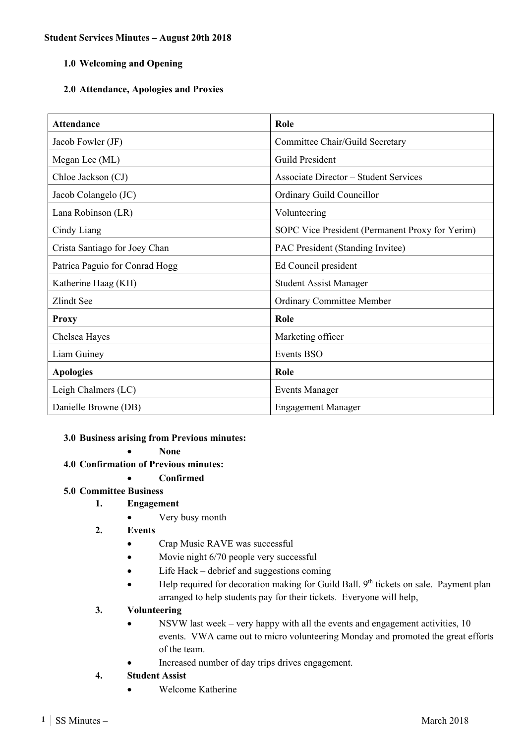**Student Services Minutes – August 20th 2018**

**1.0 Welcoming and Opening**

**2.0 Attendance, Apologies and Proxies**

| Attendance | Role |
|---|---|
| Jacob Fowler (JF) | Committee Chair/Guild Secretary |
| Megan Lee (ML) | Guild President |
| Chloe Jackson (CJ) | Associate Director – Student Services |
| Jacob Colangelo (JC) | Ordinary Guild Councillor |
| Lana Robinson (LR) | Volunteering |
| Cindy Liang | SOPC Vice President (Permanent Proxy for Yerim) |
| Crista Santiago for Joey Chan | PAC President (Standing Invitee) |
| Patrica Paguio for Conrad Hogg | Ed Council president |
| Katherine Haag (KH) | Student Assist Manager |
| Zlindt See | Ordinary Committee Member |
| **Proxy** | **Role** |
| Chelsea Hayes | Marketing officer |
| Liam Guiney | Events BSO |
| **Apologies** | **Role** |
| Leigh Chalmers (LC) | Events Manager |
| Danielle Browne (DB) | Engagement Manager |

**3.0 Business arising from Previous minutes:**

- **None**

**4.0 Confirmation of Previous minutes:**

- **Confirmed**

**5.0 Committee Business**

1. **Engagement**
   - Very busy month
2. **Events**
   - Crap Music RAVE was successful
   - Movie night 6/70 people very successful
   - Life Hack – debrief and suggestions coming
   - Help required for decoration making for Guild Ball. 9th tickets on sale. Payment plan arranged to help students pay for their tickets. Everyone will help,
3. **Volunteering**
   - NSVW last week – very happy with all the events and engagement activities, 10 events. VWA came out to micro volunteering Monday and promoted the great efforts of the team.
   - Increased number of day trips drives engagement.
4. **Student Assist**
   - Welcome Katherine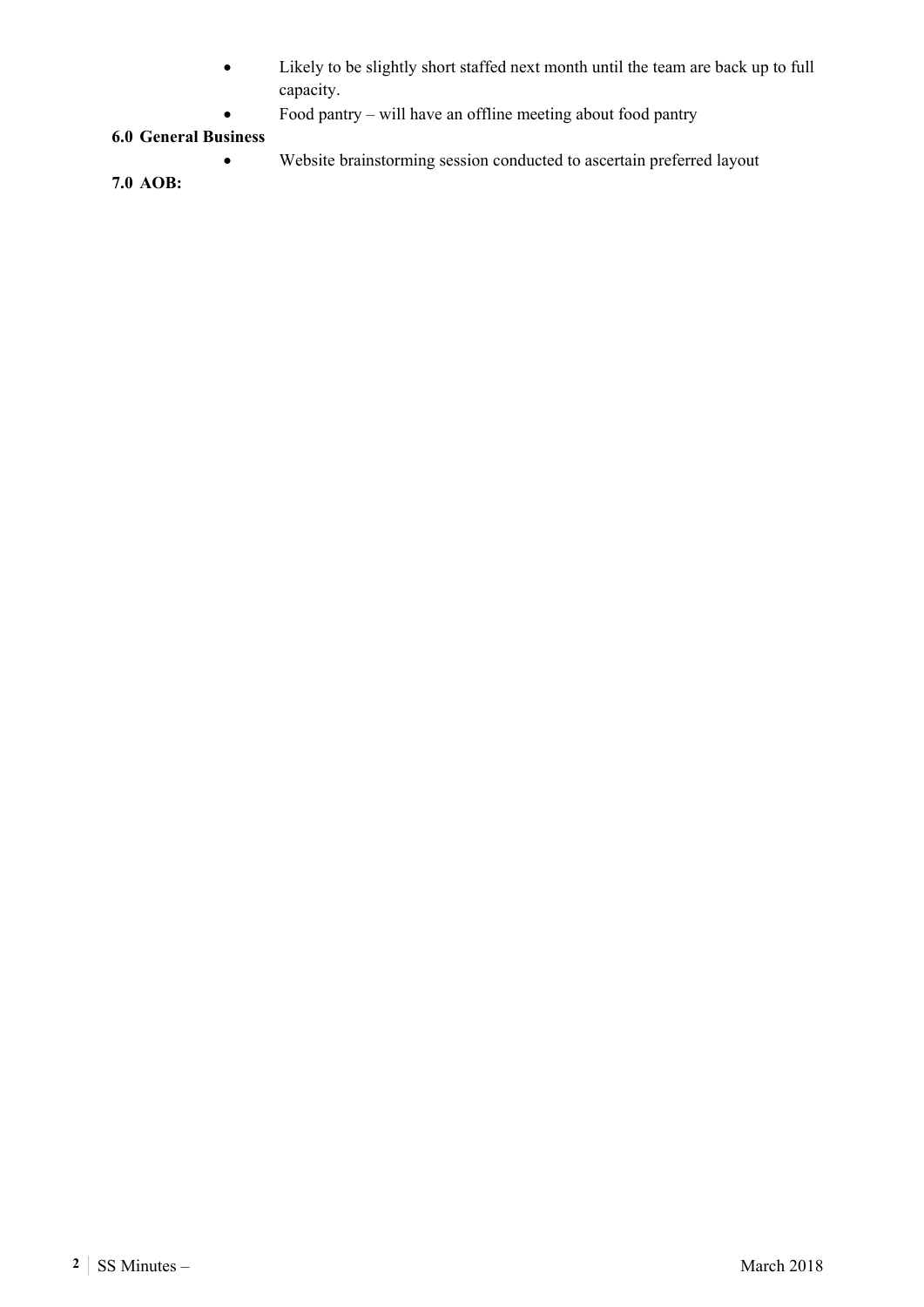- Likely to be slightly short staffed next month until the team are back up to full capacity.
- Food pantry – will have an offline meeting about food pantry

**6.0 General Business**

- Website brainstorming session conducted to ascertain preferred layout

**7.0 AOB:**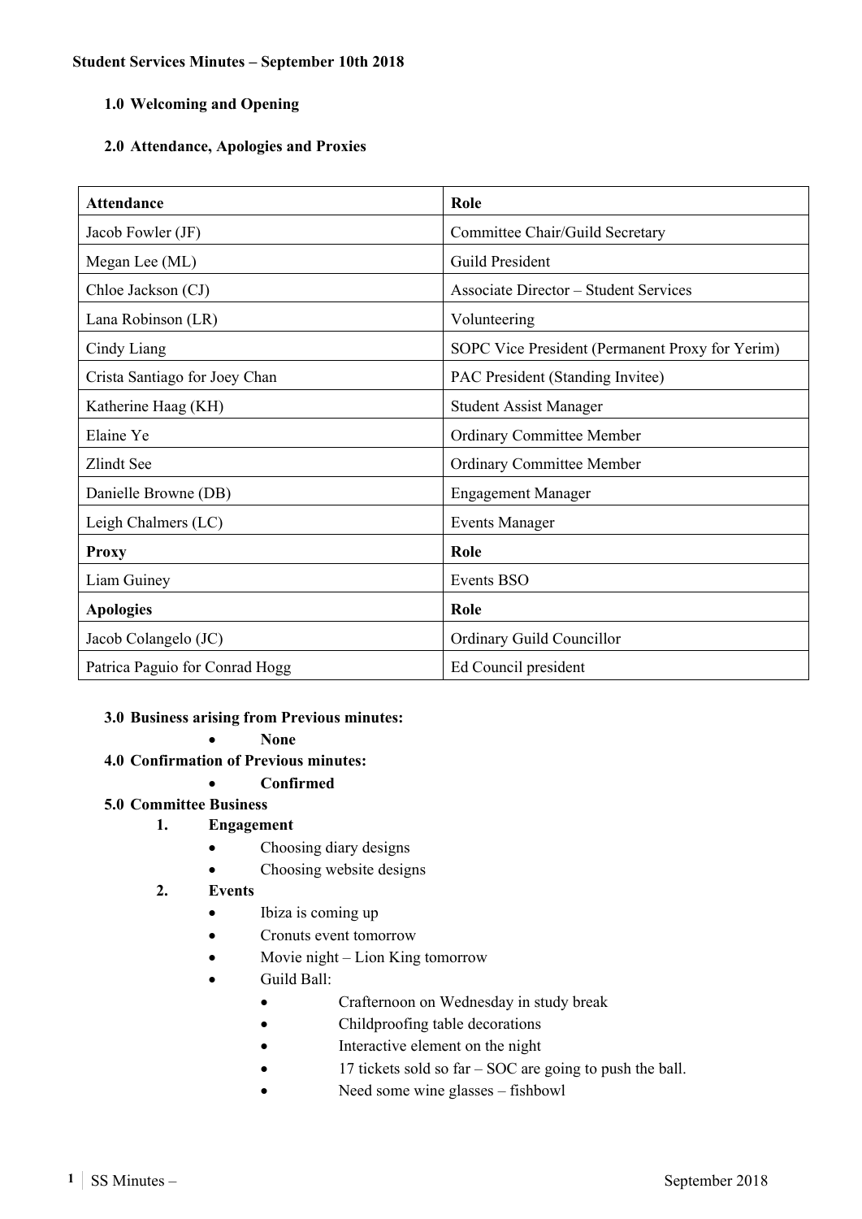**Student Services Minutes – September 10th 2018**

**1.0 Welcoming and Opening**

**2.0 Attendance, Apologies and Proxies**

| Attendance | Role |
|---|---|
| Jacob Fowler (JF) | Committee Chair/Guild Secretary |
| Megan Lee (ML) | Guild President |
| Chloe Jackson (CJ) | Associate Director – Student Services |
| Lana Robinson (LR) | Volunteering |
| Cindy Liang | SOPC Vice President (Permanent Proxy for Yerim) |
| Crista Santiago for Joey Chan | PAC President (Standing Invitee) |
| Katherine Haag (KH) | Student Assist Manager |
| Elaine Ye | Ordinary Committee Member |
| Zlindt See | Ordinary Committee Member |
| Danielle Browne (DB) | Engagement Manager |
| Leigh Chalmers (LC) | Events Manager |
| **Proxy** | **Role** |
| Liam Guiney | Events BSO |
| **Apologies** | **Role** |
| Jacob Colangelo (JC) | Ordinary Guild Councillor |
| Patrica Paguio for Conrad Hogg | Ed Council president |

**3.0 Business arising from Previous minutes:**

- **None**

**4.0 Confirmation of Previous minutes:**

- **Confirmed**

**5.0 Committee Business**

1. **Engagement**
   - Choosing diary designs
   - Choosing website designs
2. **Events**
   - Ibiza is coming up
   - Cronuts event tomorrow
   - Movie night – Lion King tomorrow
   - Guild Ball:
     - Crafternoon on Wednesday in study break
     - Childproofing table decorations
     - Interactive element on the night
     - 17 tickets sold so far – SOC are going to push the ball.
     - Need some wine glasses – fishbowl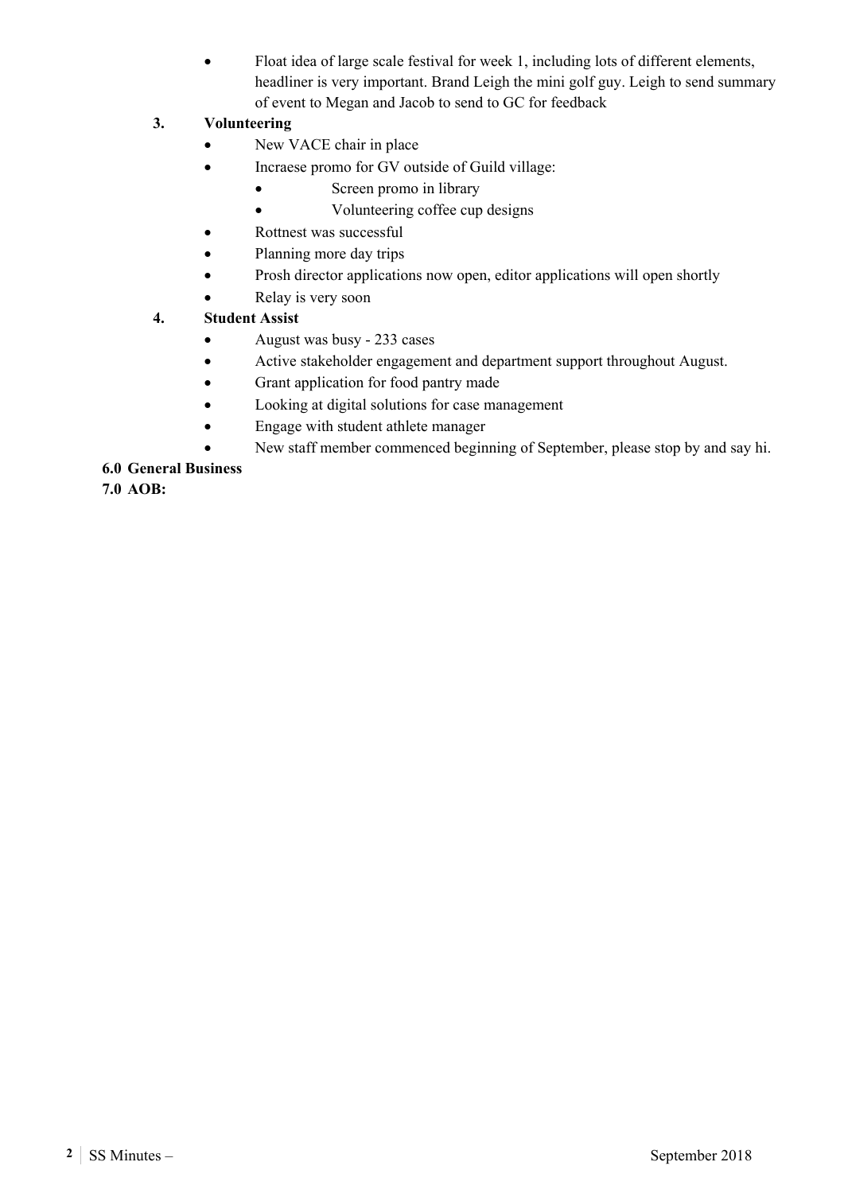- Float idea of large scale festival for week 1, including lots of different elements, headliner is very important. Brand Leigh the mini golf guy. Leigh to send summary of event to Megan and Jacob to send to GC for feedback

**3. Volunteering**

- New VACE chair in place
- Incraese promo for GV outside of Guild village:
  - Screen promo in library
  - Volunteering coffee cup designs
- Rottnest was successful
- Planning more day trips
- Prosh director applications now open, editor applications will open shortly
- Relay is very soon

**4. Student Assist**

- August was busy - 233 cases
- Active stakeholder engagement and department support throughout August.
- Grant application for food pantry made
- Looking at digital solutions for case management
- Engage with student athlete manager
- New staff member commenced beginning of September, please stop by and say hi.

**6.0 General Business**

**7.0 AOB:**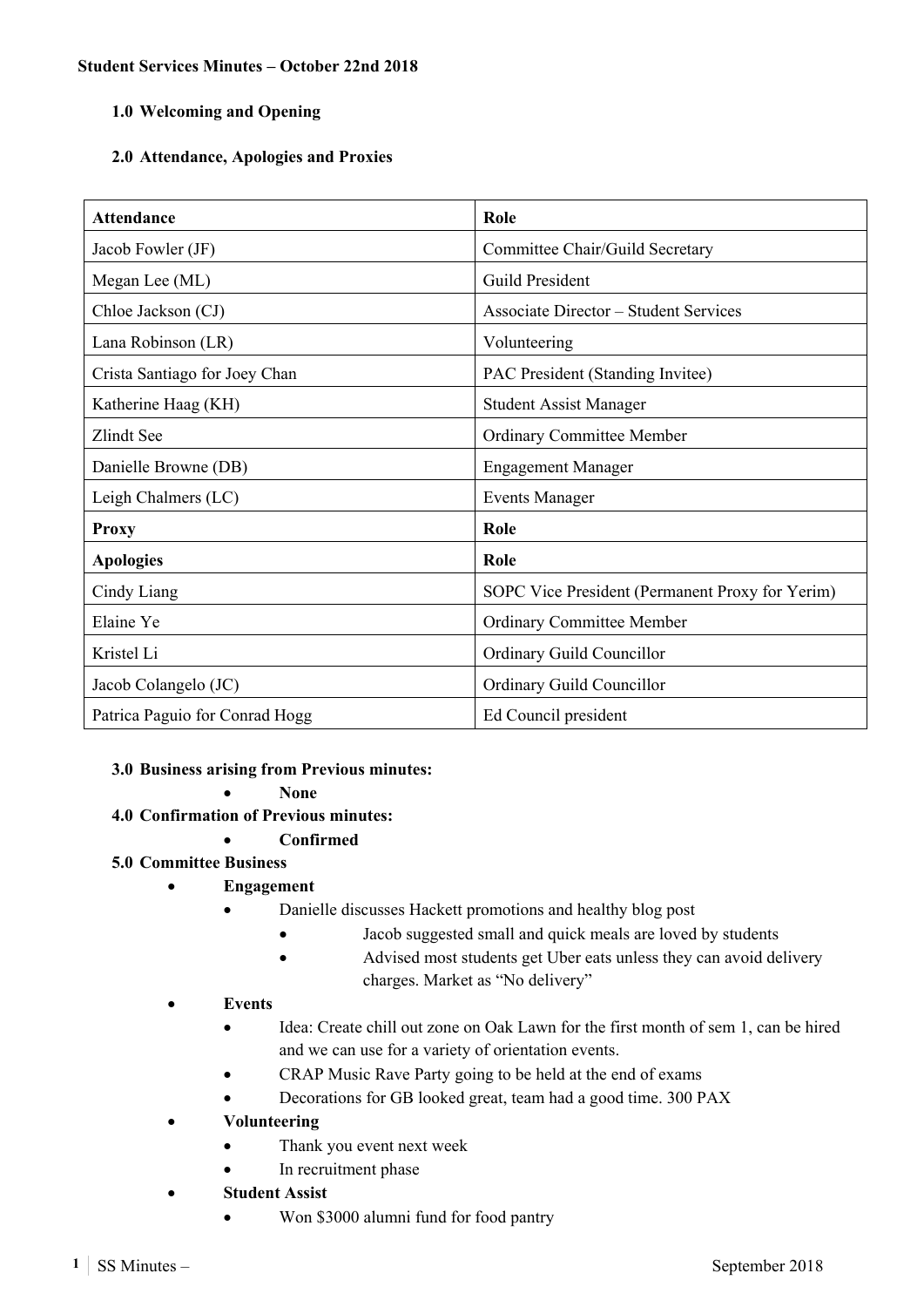**Student Services Minutes – October 22nd 2018**

1.0 **Welcoming and Opening**

2.0 **Attendance, Apologies and Proxies**

| **Attendance** | **Role** |
|---|---|
| Jacob Fowler (JF) | Committee Chair/Guild Secretary |
| Megan Lee (ML) | Guild President |
| Chloe Jackson (CJ) | Associate Director – Student Services |
| Lana Robinson (LR) | Volunteering |
| Crista Santiago for Joey Chan | PAC President (Standing Invitee) |
| Katherine Haag (KH) | Student Assist Manager |
| Zlindt See | Ordinary Committee Member |
| Danielle Browne (DB) | Engagement Manager |
| Leigh Chalmers (LC) | Events Manager |
| **Proxy** | **Role** |
| **Apologies** | **Role** |
| Cindy Liang | SOPC Vice President (Permanent Proxy for Yerim) |
| Elaine Ye | Ordinary Committee Member |
| Kristel Li | Ordinary Guild Councillor |
| Jacob Colangelo (JC) | Ordinary Guild Councillor |
| Patrica Paguio for Conrad Hogg | Ed Council president |

3.0 **Business arising from Previous minutes:**
- **None**

4.0 **Confirmation of Previous minutes:**
- **Confirmed**

5.0 **Committee Business**
- **Engagement**
  - Danielle discusses Hackett promotions and healthy blog post
    - Jacob suggested small and quick meals are loved by students
    - Advised most students get Uber eats unless they can avoid delivery charges. Market as "No delivery"
- **Events**
  - Idea: Create chill out zone on Oak Lawn for the first month of sem 1, can be hired and we can use for a variety of orientation events.
  - CRAP Music Rave Party going to be held at the end of exams
  - Decorations for GB looked great, team had a good time. 300 PAX
- **Volunteering**
  - Thank you event next week
  - In recruitment phase
- **Student Assist**
  - Won $3000 alumni fund for food pantry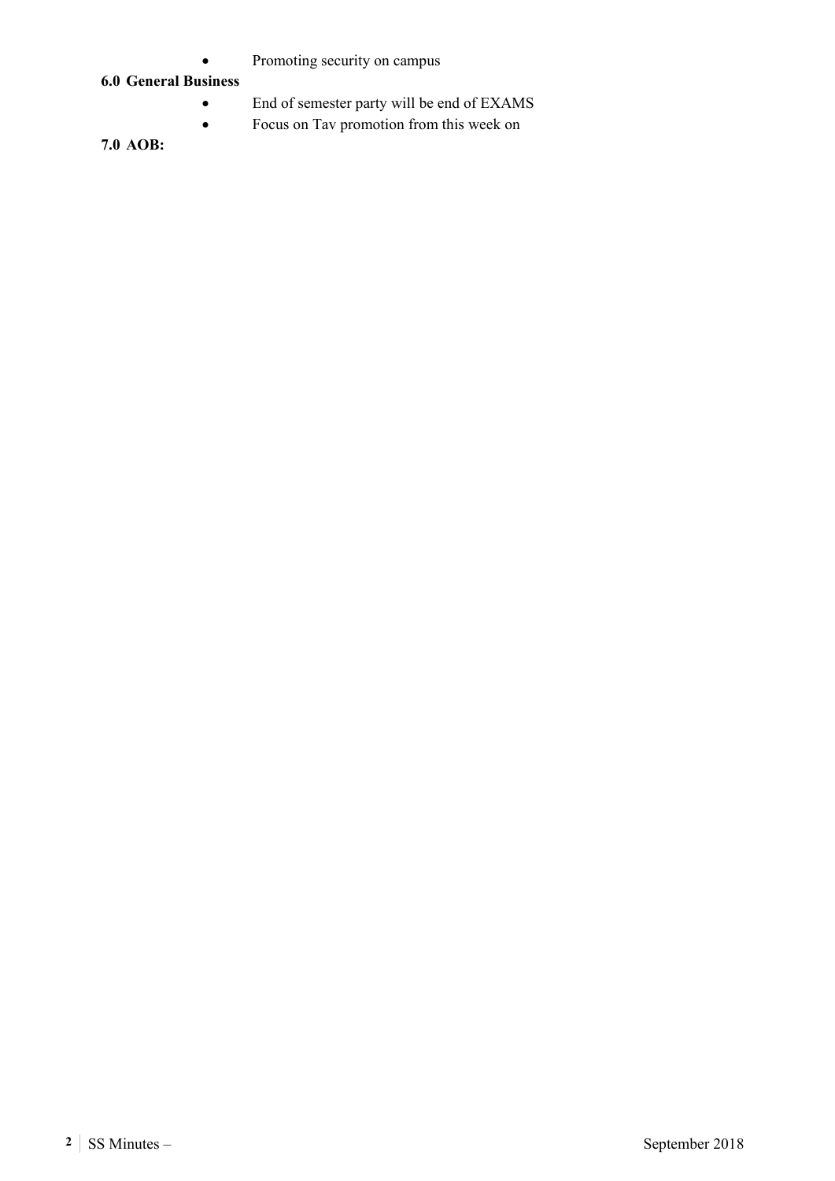- Promoting security on campus

**6.0 General Business**

- End of semester party will be end of EXAMS
- Focus on Tav promotion from this week on

**7.0 AOB:**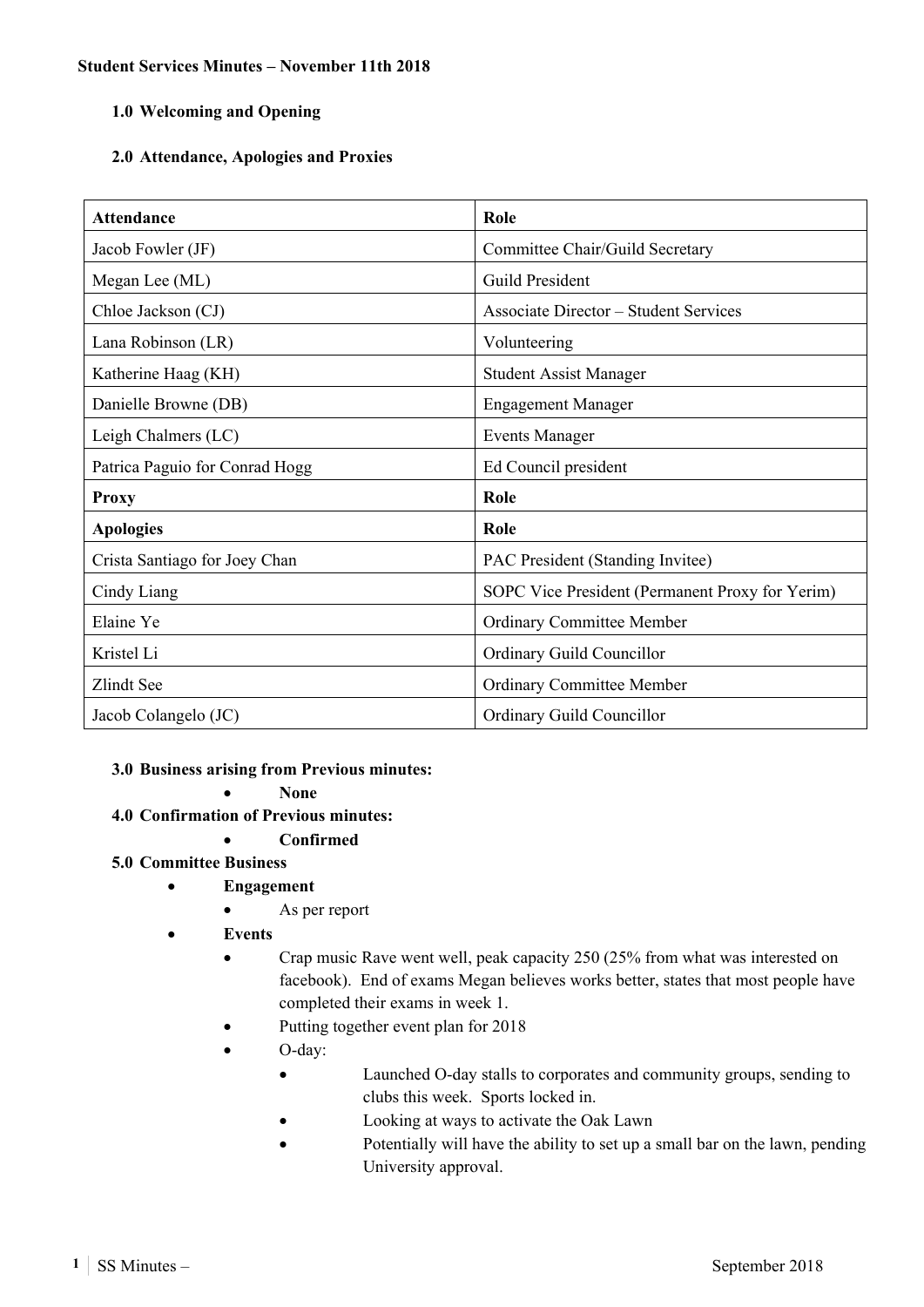**Student Services Minutes – November 11th 2018**

## 1.0 Welcoming and Opening

## 2.0 Attendance, Apologies and Proxies

| Attendance | Role |
|---|---|
| Jacob Fowler (JF) | Committee Chair/Guild Secretary |
| Megan Lee (ML) | Guild President |
| Chloe Jackson (CJ) | Associate Director – Student Services |
| Lana Robinson (LR) | Volunteering |
| Katherine Haag (KH) | Student Assist Manager |
| Danielle Browne (DB) | Engagement Manager |
| Leigh Chalmers (LC) | Events Manager |
| Patrica Paguio for Conrad Hogg | Ed Council president |
| **Proxy** | **Role** |
| **Apologies** | **Role** |
| Crista Santiago for Joey Chan | PAC President (Standing Invitee) |
| Cindy Liang | SOPC Vice President (Permanent Proxy for Yerim) |
| Elaine Ye | Ordinary Committee Member |
| Kristel Li | Ordinary Guild Councillor |
| Zlindt See | Ordinary Committee Member |
| Jacob Colangelo (JC) | Ordinary Guild Councillor |

## 3.0 Business arising from Previous minutes:

- **None**

## 4.0 Confirmation of Previous minutes:

- **Confirmed**

## 5.0 Committee Business

- **Engagement**
  - As per report
- **Events**
  - Crap music Rave went well, peak capacity 250 (25% from what was interested on facebook). End of exams Megan believes works better, states that most people have completed their exams in week 1.
  - Putting together event plan for 2018
  - O-day:
    - Launched O-day stalls to corporates and community groups, sending to clubs this week. Sports locked in.
    - Looking at ways to activate the Oak Lawn
    - Potentially will have the ability to set up a small bar on the lawn, pending University approval.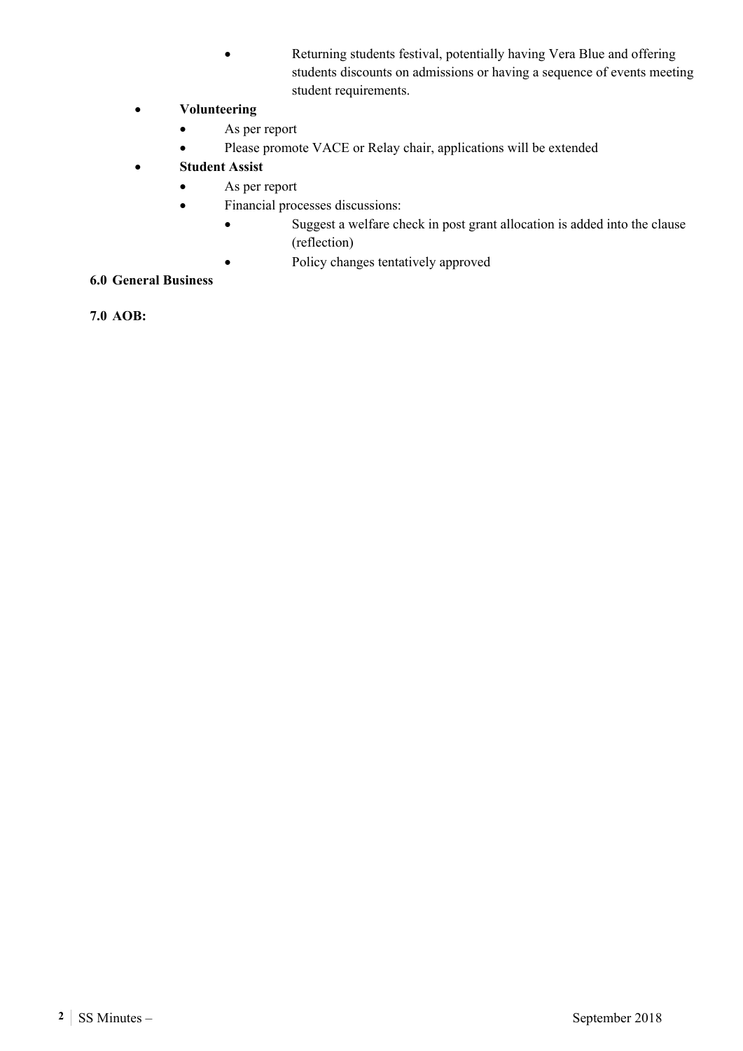- Returning students festival, potentially having Vera Blue and offering students discounts on admissions or having a sequence of events meeting student requirements.
- **Volunteering**
  - As per report
  - Please promote VACE or Relay chair, applications will be extended
- **Student Assist**
  - As per report
  - Financial processes discussions:
    - Suggest a welfare check in post grant allocation is added into the clause (reflection)
    - Policy changes tentatively approved

**6.0 General Business**

**7.0 AOB:**